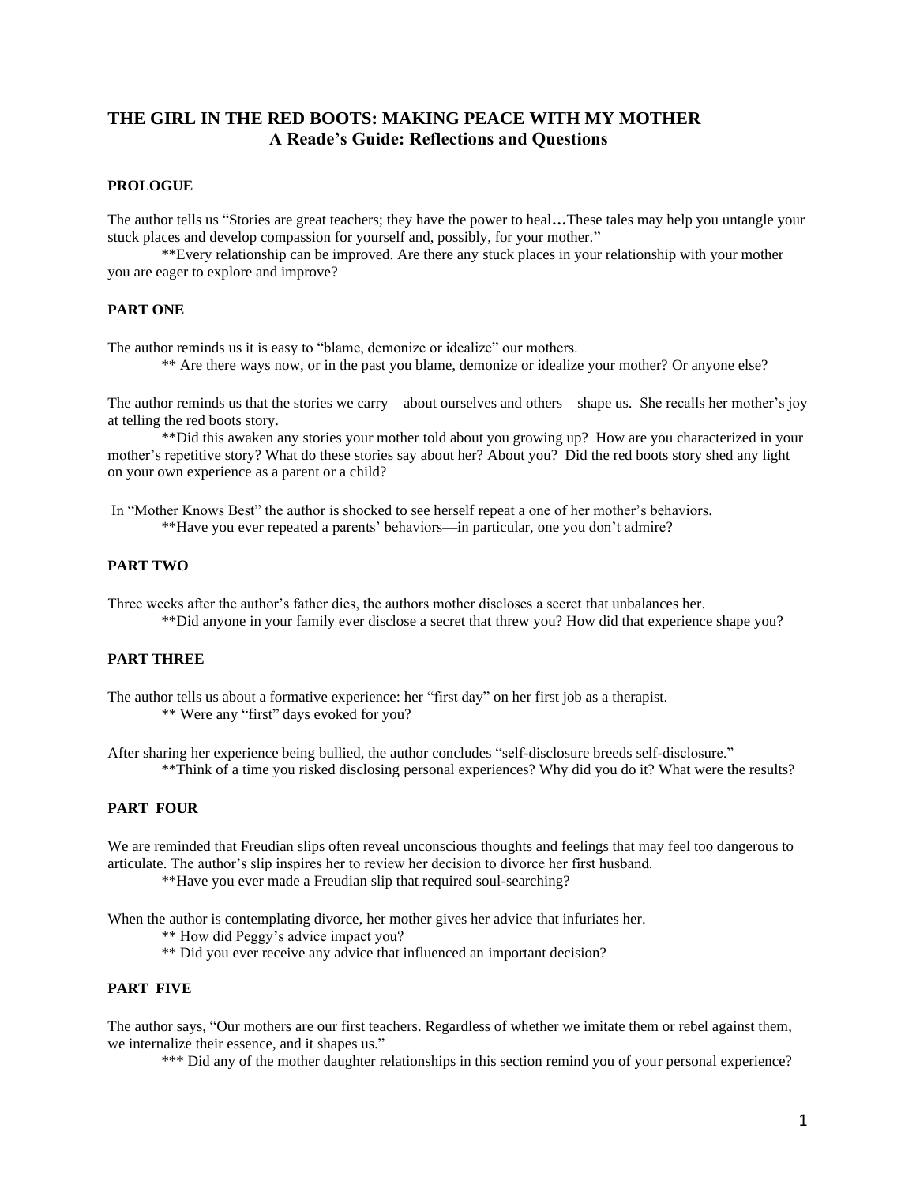# THE GIRL IN THE RED BOOTS: MAKING PEACE WITH MY MOTHER
## A Reade's Guide: Reflections and Questions

### PROLOGUE

The author tells us "Stories are great teachers; they have the power to heal…These tales may help you untangle your stuck places and develop compassion for yourself and, possibly, for your mother."

**Every relationship can be improved. Are there any stuck places in your relationship with your mother you are eager to explore and improve?

### PART ONE

The author reminds us it is easy to "blame, demonize or idealize" our mothers.

** Are there ways now, or in the past you blame, demonize or idealize your mother? Or anyone else?

The author reminds us that the stories we carry—about ourselves and others—shape us. She recalls her mother's joy at telling the red boots story.

**Did this awaken any stories your mother told about you growing up? How are you characterized in your mother's repetitive story? What do these stories say about her? About you? Did the red boots story shed any light on your own experience as a parent or a child?

In "Mother Knows Best" the author is shocked to see herself repeat a one of her mother's behaviors.

**Have you ever repeated a parents' behaviors—in particular, one you don't admire?

### PART TWO

Three weeks after the author's father dies, the authors mother discloses a secret that unbalances her.

**Did anyone in your family ever disclose a secret that threw you? How did that experience shape you?

### PART THREE

The author tells us about a formative experience: her "first day" on her first job as a therapist.

** Were any "first" days evoked for you?

After sharing her experience being bullied, the author concludes "self-disclosure breeds self-disclosure."

**Think of a time you risked disclosing personal experiences? Why did you do it? What were the results?

### PART FOUR

We are reminded that Freudian slips often reveal unconscious thoughts and feelings that may feel too dangerous to articulate. The author's slip inspires her to review her decision to divorce her first husband.

**Have you ever made a Freudian slip that required soul-searching?

When the author is contemplating divorce, her mother gives her advice that infuriates her.

** How did Peggy's advice impact you?

** Did you ever receive any advice that influenced an important decision?

### PART FIVE

The author says, "Our mothers are our first teachers. Regardless of whether we imitate them or rebel against them, we internalize their essence, and it shapes us."

*** Did any of the mother daughter relationships in this section remind you of your personal experience?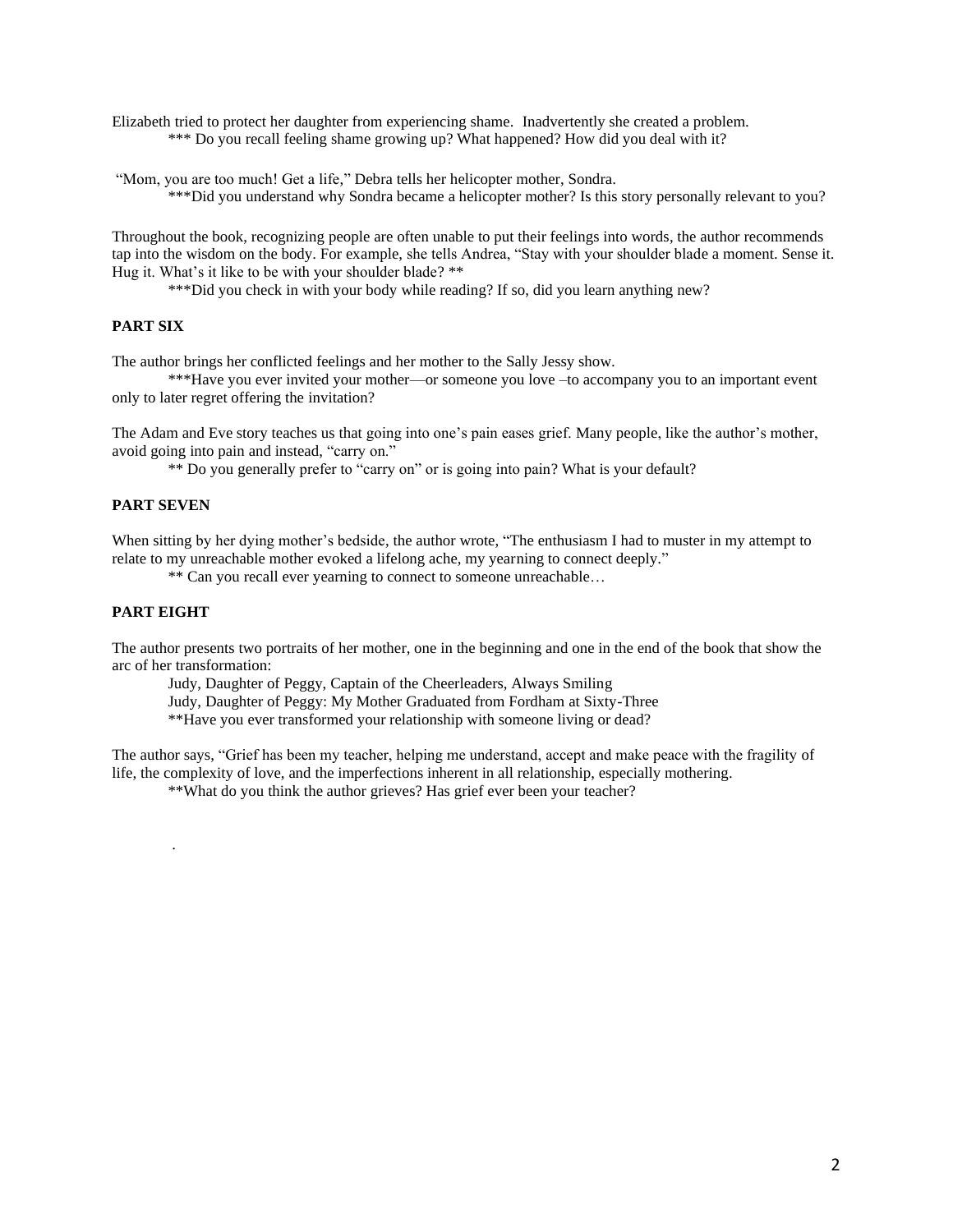Elizabeth tried to protect her daughter from experiencing shame. Inadvertently she created a problem.

*** Do you recall feeling shame growing up? What happened? How did you deal with it?

"Mom, you are too much! Get a life," Debra tells her helicopter mother, Sondra.

***Did you understand why Sondra became a helicopter mother? Is this story personally relevant to you?

Throughout the book, recognizing people are often unable to put their feelings into words, the author recommends tap into the wisdom on the body. For example, she tells Andrea, "Stay with your shoulder blade a moment. Sense it. Hug it. What's it like to be with your shoulder blade? **

***Did you check in with your body while reading? If so, did you learn anything new?

**PART SIX**

The author brings her conflicted feelings and her mother to the Sally Jessy show.

***Have you ever invited your mother—or someone you love –to accompany you to an important event only to later regret offering the invitation?

The Adam and Eve story teaches us that going into one's pain eases grief. Many people, like the author's mother, avoid going into pain and instead, "carry on."

** Do you generally prefer to "carry on" or is going into pain? What is your default?

**PART SEVEN**

When sitting by her dying mother's bedside, the author wrote, "The enthusiasm I had to muster in my attempt to relate to my unreachable mother evoked a lifelong ache, my yearning to connect deeply."

** Can you recall ever yearning to connect to someone unreachable…

**PART EIGHT**

The author presents two portraits of her mother, one in the beginning and one in the end of the book that show the arc of her transformation:

Judy, Daughter of Peggy, Captain of the Cheerleaders, Always Smiling

Judy, Daughter of Peggy: My Mother Graduated from Fordham at Sixty-Three

**Have you ever transformed your relationship with someone living or dead?

The author says, "Grief has been my teacher, helping me understand, accept and make peace with the fragility of life, the complexity of love, and the imperfections inherent in all relationship, especially mothering.

**What do you think the author grieves? Has grief ever been your teacher?